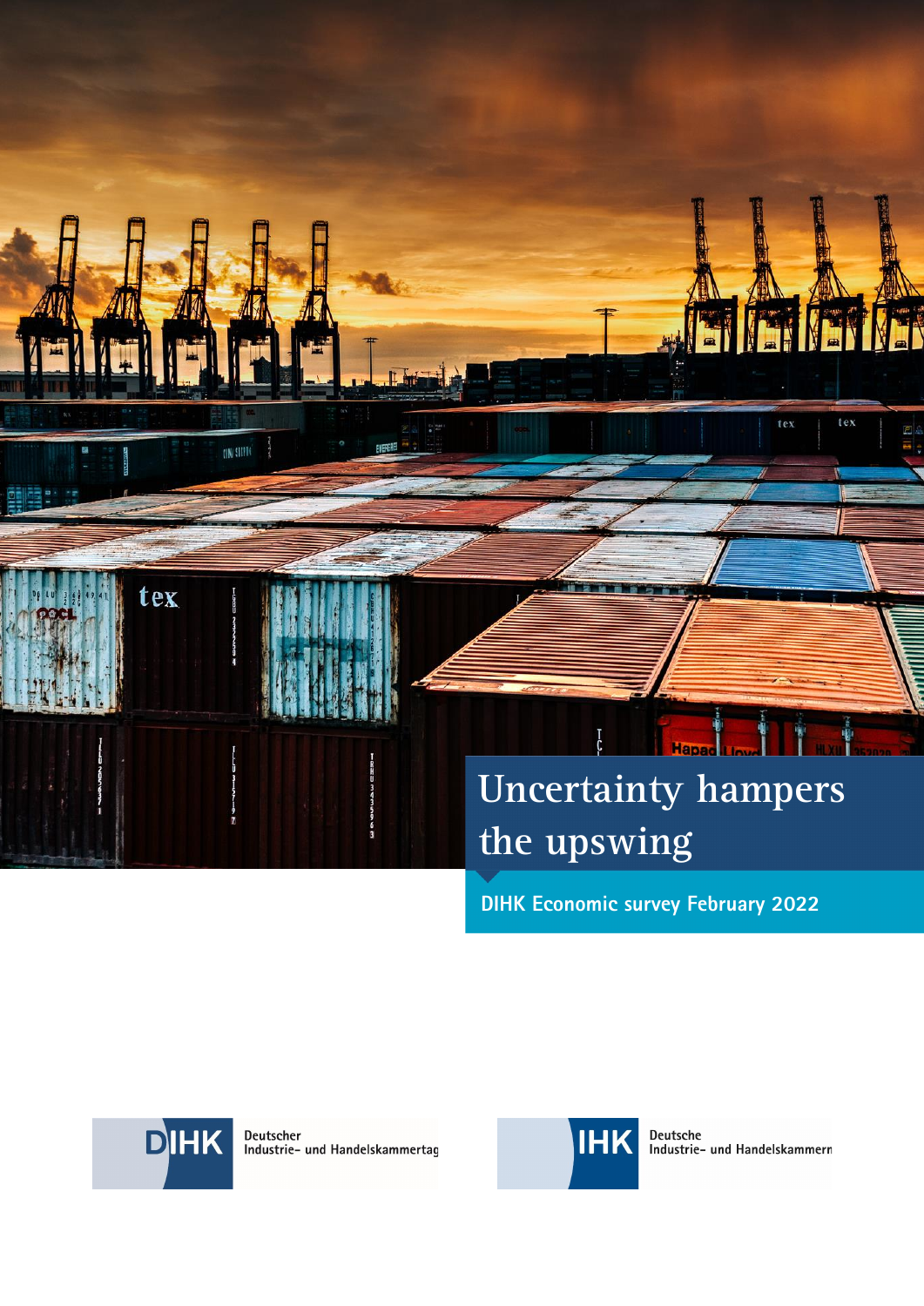# Uncertainty hampers the upswing

**DIHK Economic survey February 2022**

DIHK Deutscher Industrie- und Handelskammertag

IHK Deutsche Industrie- und Handelskammern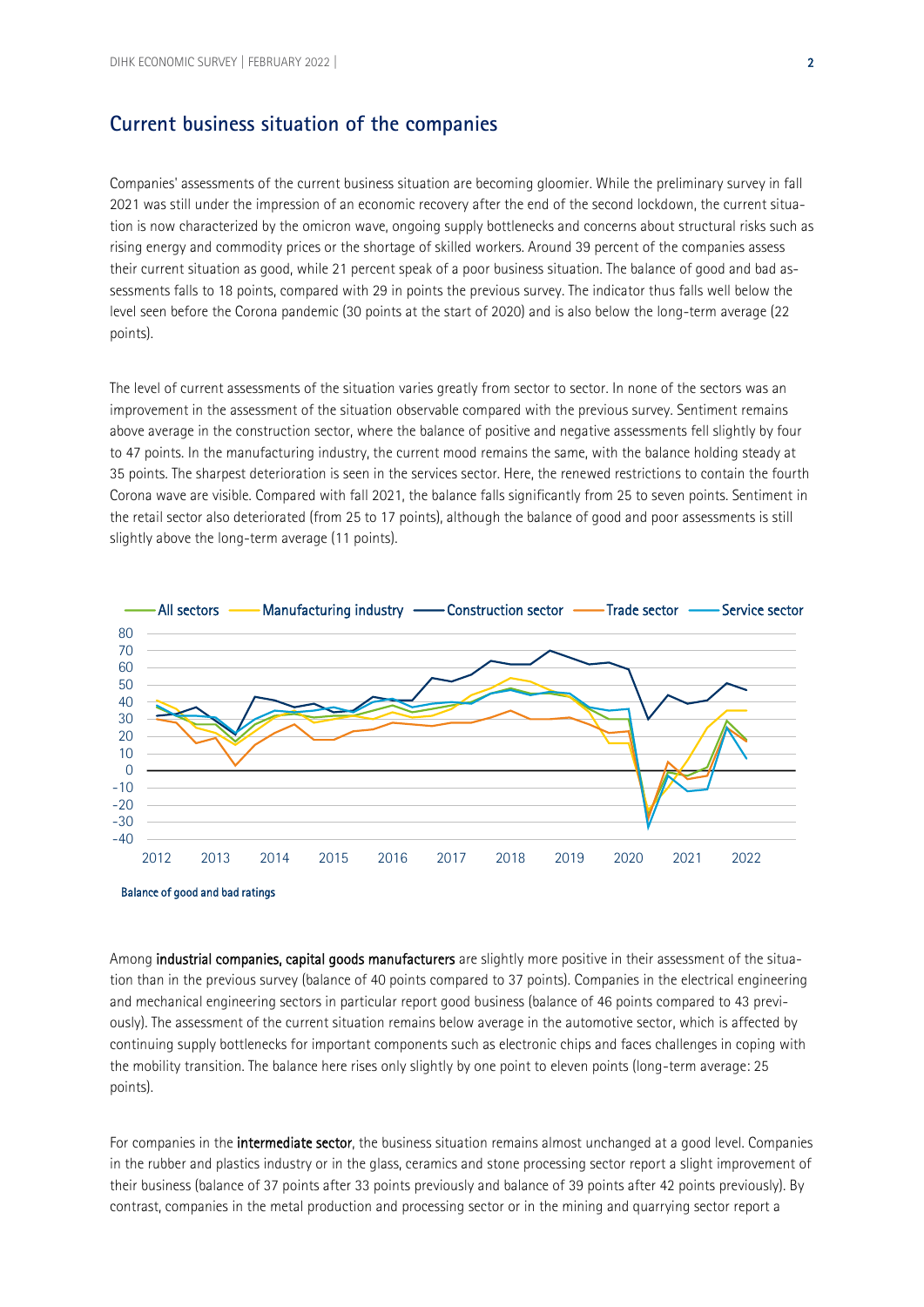## Current business situation of the companies

Companies' assessments of the current business situation are becoming gloomier. While the preliminary survey in fall 2021 was still under the impression of an economic recovery after the end of the second lockdown, the current situation is now characterized by the omicron wave, ongoing supply bottlenecks and concerns about structural risks such as rising energy and commodity prices or the shortage of skilled workers. Around 39 percent of the companies assess their current situation as good, while 21 percent speak of a poor business situation. The balance of good and bad assessments falls to 18 points, compared with 29 in points the previous survey. The indicator thus falls well below the level seen before the Corona pandemic (30 points at the start of 2020) and is also below the long-term average (22 points).

The level of current assessments of the situation varies greatly from sector to sector. In none of the sectors was an improvement in the assessment of the situation observable compared with the previous survey. Sentiment remains above average in the construction sector, where the balance of positive and negative assessments fell slightly by four to 47 points. In the manufacturing industry, the current mood remains the same, with the balance holding steady at 35 points. The sharpest deterioration is seen in the services sector. Here, the renewed restrictions to contain the fourth Corona wave are visible. Compared with fall 2021, the balance falls significantly from 25 to seven points. Sentiment in the retail sector also deteriorated (from 25 to 17 points), although the balance of good and poor assessments is still slightly above the long-term average (11 points).

Balance of good and bad ratings

Among **industrial companies, capital goods manufacturers** are slightly more positive in their assessment of the situation than in the previous survey (balance of 40 points compared to 37 points). Companies in the electrical engineering and mechanical engineering sectors in particular report good business (balance of 46 points compared to 43 previously). The assessment of the current situation remains below average in the automotive sector, which is affected by continuing supply bottlenecks for important components such as electronic chips and faces challenges in coping with the mobility transition. The balance here rises only slightly by one point to eleven points (long-term average: 25 points).

For companies in the **intermediate sector**, the business situation remains almost unchanged at a good level. Companies in the rubber and plastics industry or in the glass, ceramics and stone processing sector report a slight improvement of their business (balance of 37 points after 33 points previously and balance of 39 points after 42 points previously). By contrast, companies in the metal production and processing sector or in the mining and quarrying sector report a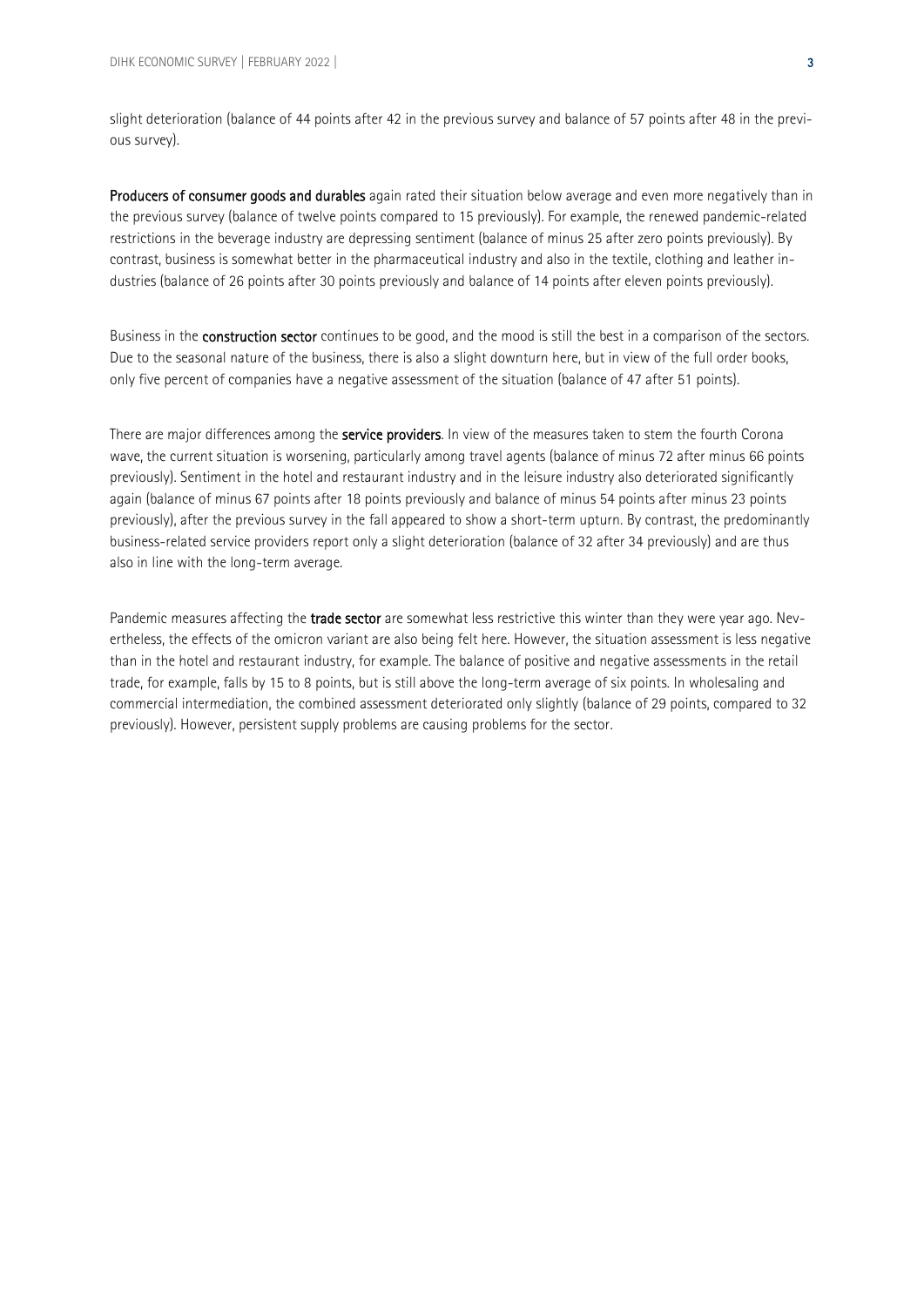slight deterioration (balance of 44 points after 42 in the previous survey and balance of 57 points after 48 in the previous survey).

**Producers of consumer goods and durables** again rated their situation below average and even more negatively than in the previous survey (balance of twelve points compared to 15 previously). For example, the renewed pandemic-related restrictions in the beverage industry are depressing sentiment (balance of minus 25 after zero points previously). By contrast, business is somewhat better in the pharmaceutical industry and also in the textile, clothing and leather industries (balance of 26 points after 30 points previously and balance of 14 points after eleven points previously).

Business in the **construction sector** continues to be good, and the mood is still the best in a comparison of the sectors. Due to the seasonal nature of the business, there is also a slight downturn here, but in view of the full order books, only five percent of companies have a negative assessment of the situation (balance of 47 after 51 points).

There are major differences among the **service providers**. In view of the measures taken to stem the fourth Corona wave, the current situation is worsening, particularly among travel agents (balance of minus 72 after minus 66 points previously). Sentiment in the hotel and restaurant industry and in the leisure industry also deteriorated significantly again (balance of minus 67 points after 18 points previously and balance of minus 54 points after minus 23 points previously), after the previous survey in the fall appeared to show a short-term upturn. By contrast, the predominantly business-related service providers report only a slight deterioration (balance of 32 after 34 previously) and are thus also in line with the long-term average.

Pandemic measures affecting the **trade sector** are somewhat less restrictive this winter than they were year ago. Nevertheless, the effects of the omicron variant are also being felt here. However, the situation assessment is less negative than in the hotel and restaurant industry, for example. The balance of positive and negative assessments in the retail trade, for example, falls by 15 to 8 points, but is still above the long-term average of six points. In wholesaling and commercial intermediation, the combined assessment deteriorated only slightly (balance of 29 points, compared to 32 previously). However, persistent supply problems are causing problems for the sector.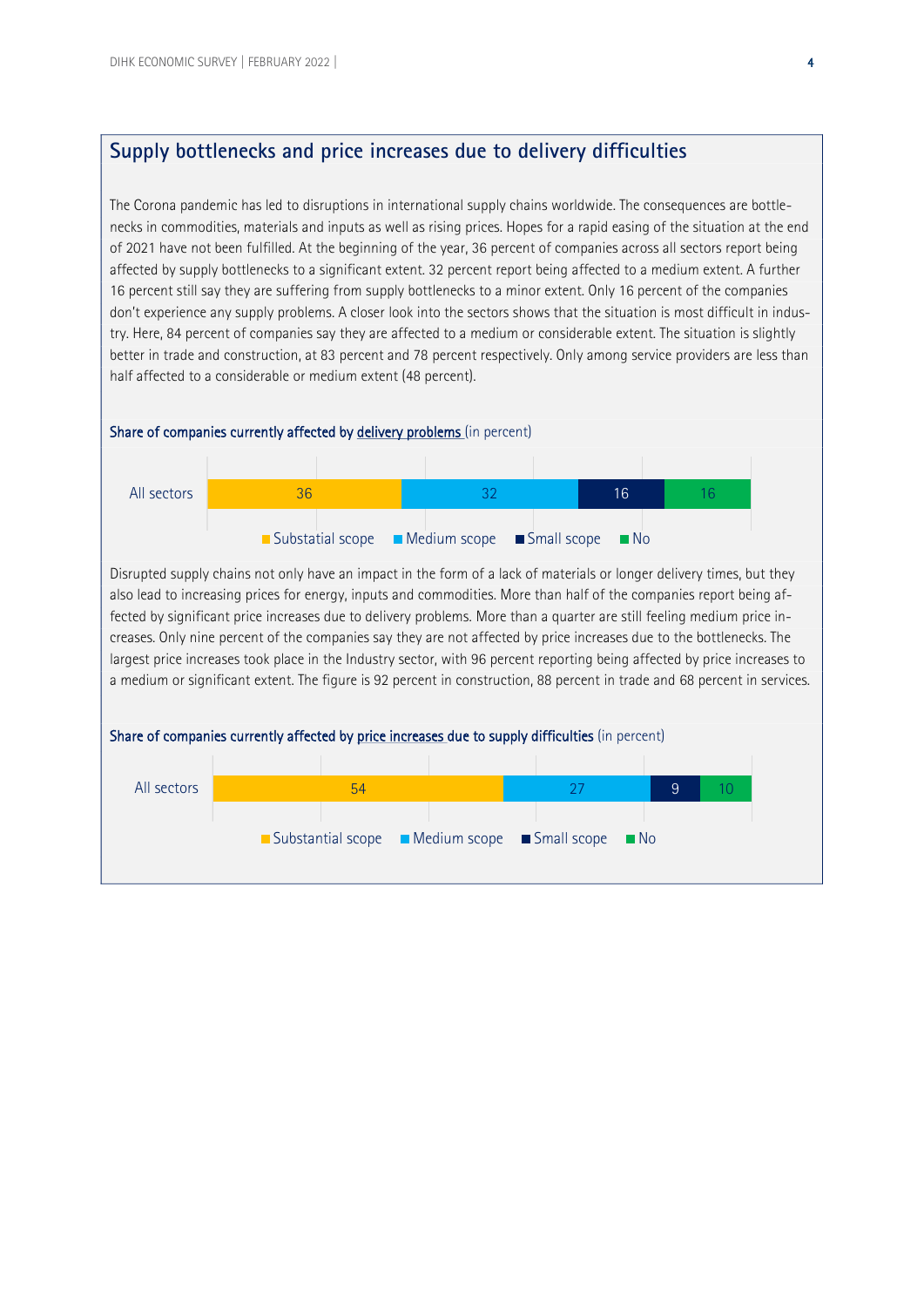## Supply bottlenecks and price increases due to delivery difficulties

The Corona pandemic has led to disruptions in international supply chains worldwide. The consequences are bottlenecks in commodities, materials and inputs as well as rising prices. Hopes for a rapid easing of the situation at the end of 2021 have not been fulfilled. At the beginning of the year, 36 percent of companies across all sectors report being affected by supply bottlenecks to a significant extent. 32 percent report being affected to a medium extent. A further 16 percent still say they are suffering from supply bottlenecks to a minor extent. Only 16 percent of the companies don't experience any supply problems. A closer look into the sectors shows that the situation is most difficult in industry. Here, 84 percent of companies say they are affected to a medium or considerable extent. The situation is slightly better in trade and construction, at 83 percent and 78 percent respectively. Only among service providers are less than half affected to a considerable or medium extent (48 percent).

**Share of companies currently affected by delivery problems** (in percent)

| | Substatial scope | Medium scope | Small scope | No |
|---|---|---|---|---|
| All sectors | 36 | 32 | 16 | 16 |

Disrupted supply chains not only have an impact in the form of a lack of materials or longer delivery times, but they also lead to increasing prices for energy, inputs and commodities. More than half of the companies report being affected by significant price increases due to delivery problems. More than a quarter are still feeling medium price increases. Only nine percent of the companies say they are not affected by price increases due to the bottlenecks. The largest price increases took place in the Industry sector, with 96 percent reporting being affected by price increases to a medium or significant extent. The figure is 92 percent in construction, 88 percent in trade and 68 percent in services.

**Share of companies currently affected by price increases due to supply difficulties** (in percent)

| | Substantial scope | Medium scope | Small scope | No |
|---|---|---|---|---|
| All sectors | 54 | 27 | 9 | 10 |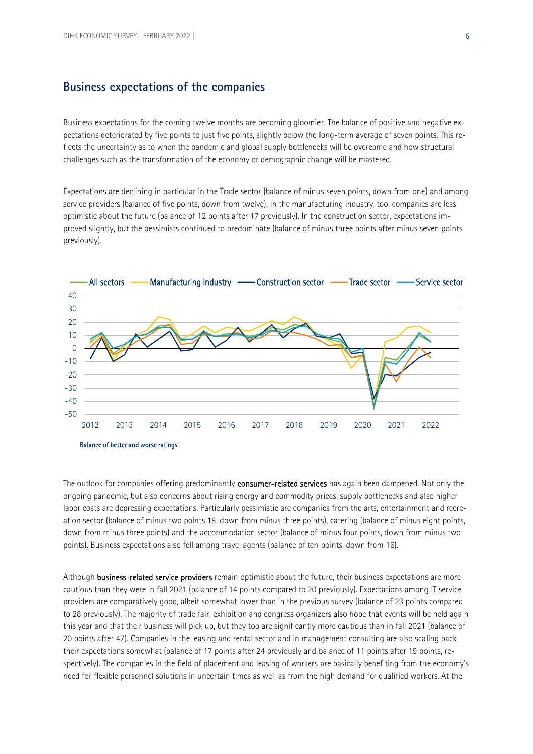## Business expectations of the companies

Business expectations for the coming twelve months are becoming gloomier. The balance of positive and negative expectations deteriorated by five points to just five points, slightly below the long-term average of seven points. This reflects the uncertainty as to when the pandemic and global supply bottlenecks will be overcome and how structural challenges such as the transformation of the economy or demographic change will be mastered.

Expectations are declining in particular in the Trade sector (balance of minus seven points, down from one) and among service providers (balance of five points, down from twelve). In the manufacturing industry, too, companies are less optimistic about the future (balance of 12 points after 17 previously). In the construction sector, expectations improved slightly, but the pessimists continued to predominate (balance of minus three points after minus seven points previously).

Balance of better and worse ratings

The outlook for companies offering predominantly **consumer-related services** has again been dampened. Not only the ongoing pandemic, but also concerns about rising energy and commodity prices, supply bottlenecks and also higher labor costs are depressing expectations. Particularly pessimistic are companies from the arts, entertainment and recreation sector (balance of minus two points 18, down from minus three points), catering (balance of minus eight points, down from minus three points) and the accommodation sector (balance of minus four points, down from minus two points). Business expectations also fell among travel agents (balance of ten points, down from 16).

Although **business-related service providers** remain optimistic about the future, their business expectations are more cautious than they were in fall 2021 (balance of 14 points compared to 20 previously). Expectations among IT service providers are comparatively good, albeit somewhat lower than in the previous survey (balance of 23 points compared to 28 previously). The majority of trade fair, exhibition and congress organizers also hope that events will be held again this year and that their business will pick up, but they too are significantly more cautious than in fall 2021 (balance of 20 points after 47). Companies in the leasing and rental sector and in management consulting are also scaling back their expectations somewhat (balance of 17 points after 24 previously and balance of 11 points after 19 points, respectively). The companies in the field of placement and leasing of workers are basically benefiting from the economy's need for flexible personnel solutions in uncertain times as well as from the high demand for qualified workers. At the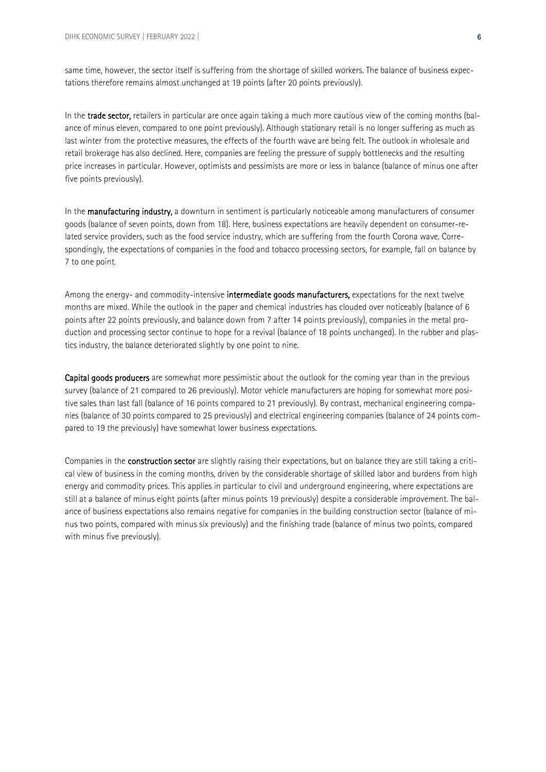same time, however, the sector itself is suffering from the shortage of skilled workers. The balance of business expectations therefore remains almost unchanged at 19 points (after 20 points previously).

In the **trade sector,** retailers in particular are once again taking a much more cautious view of the coming months (balance of minus eleven, compared to one point previously). Although stationary retail is no longer suffering as much as last winter from the protective measures, the effects of the fourth wave are being felt. The outlook in wholesale and retail brokerage has also declined. Here, companies are feeling the pressure of supply bottlenecks and the resulting price increases in particular. However, optimists and pessimists are more or less in balance (balance of minus one after five points previously).

In the **manufacturing industry,** a downturn in sentiment is particularly noticeable among manufacturers of consumer goods (balance of seven points, down from 18). Here, business expectations are heavily dependent on consumer-related service providers, such as the food service industry, which are suffering from the fourth Corona wave. Correspondingly, the expectations of companies in the food and tobacco processing sectors, for example, fall on balance by 7 to one point.

Among the energy- and commodity-intensive **intermediate goods manufacturers,** expectations for the next twelve months are mixed. While the outlook in the paper and chemical industries has clouded over noticeably (balance of 6 points after 22 points previously, and balance down from 7 after 14 points previously), companies in the metal production and processing sector continue to hope for a revival (balance of 18 points unchanged). In the rubber and plastics industry, the balance deteriorated slightly by one point to nine.

**Capital goods producers** are somewhat more pessimistic about the outlook for the coming year than in the previous survey (balance of 21 compared to 26 previously). Motor vehicle manufacturers are hoping for somewhat more positive sales than last fall (balance of 16 points compared to 21 previously). By contrast, mechanical engineering companies (balance of 30 points compared to 25 previously) and electrical engineering companies (balance of 24 points compared to 19 the previously) have somewhat lower business expectations.

Companies in the **construction sector** are slightly raising their expectations, but on balance they are still taking a critical view of business in the coming months, driven by the considerable shortage of skilled labor and burdens from high energy and commodity prices. This applies in particular to civil and underground engineering, where expectations are still at a balance of minus eight points (after minus points 19 previously) despite a considerable improvement. The balance of business expectations also remains negative for companies in the building construction sector (balance of minus two points, compared with minus six previously) and the finishing trade (balance of minus two points, compared with minus five previously).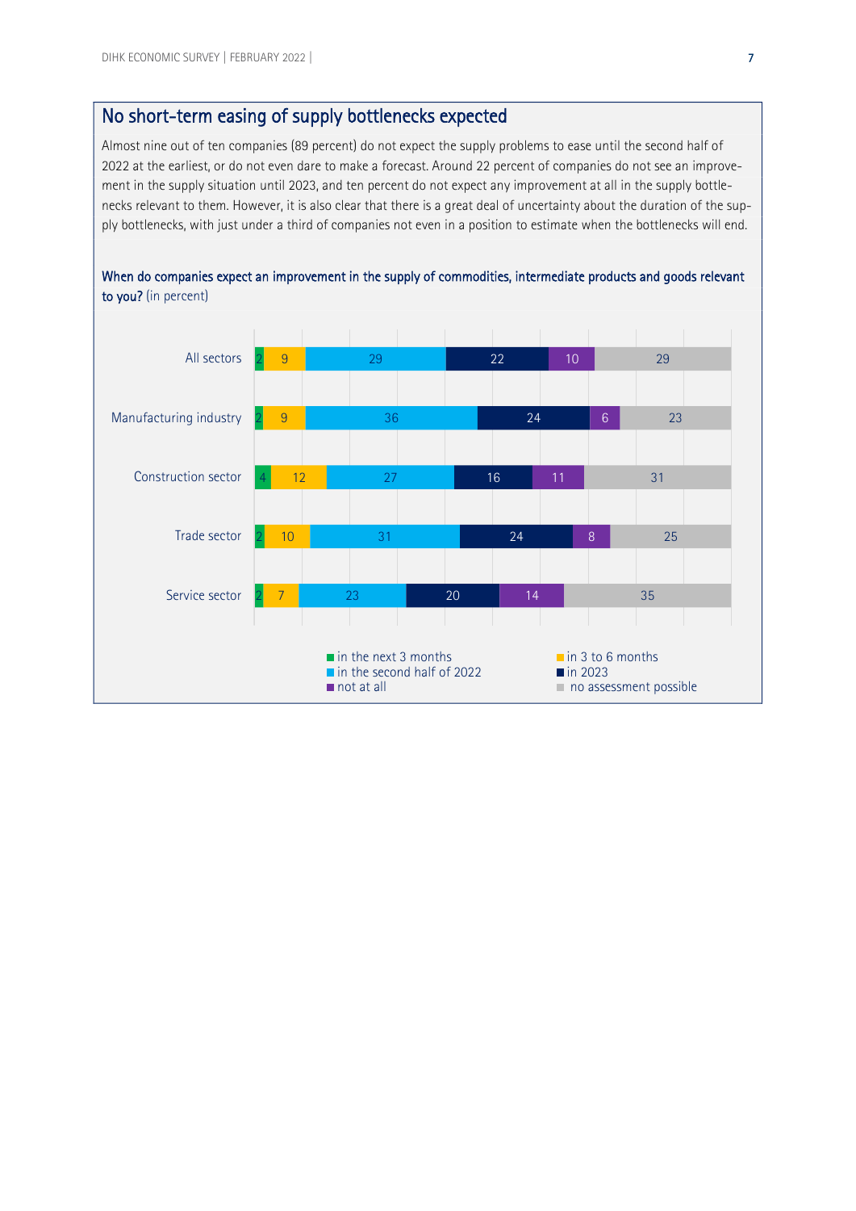## No short-term easing of supply bottlenecks expected

Almost nine out of ten companies (89 percent) do not expect the supply problems to ease until the second half of 2022 at the earliest, or do not even dare to make a forecast. Around 22 percent of companies do not see an improvement in the supply situation until 2023, and ten percent do not expect any improvement at all in the supply bottlenecks relevant to them. However, it is also clear that there is a great deal of uncertainty about the duration of the supply bottlenecks, with just under a third of companies not even in a position to estimate when the bottlenecks will end.

**When do companies expect an improvement in the supply of commodities, intermediate products and goods relevant to you?** (in percent)

| | in the next 3 months | in 3 to 6 months | in the second half of 2022 | in 2023 | not at all | no assessment possible |
|---|---|---|---|---|---|---|
| All sectors | 2 | 9 | 29 | 22 | 10 | 29 |
| Manufacturing industry | 2 | 9 | 36 | 24 | 6 | 23 |
| Construction sector | 4 | 12 | 27 | 16 | 11 | 31 |
| Trade sector | 2 | 10 | 31 | 24 | 8 | 25 |
| Service sector | 2 | 7 | 23 | 20 | 14 | 35 |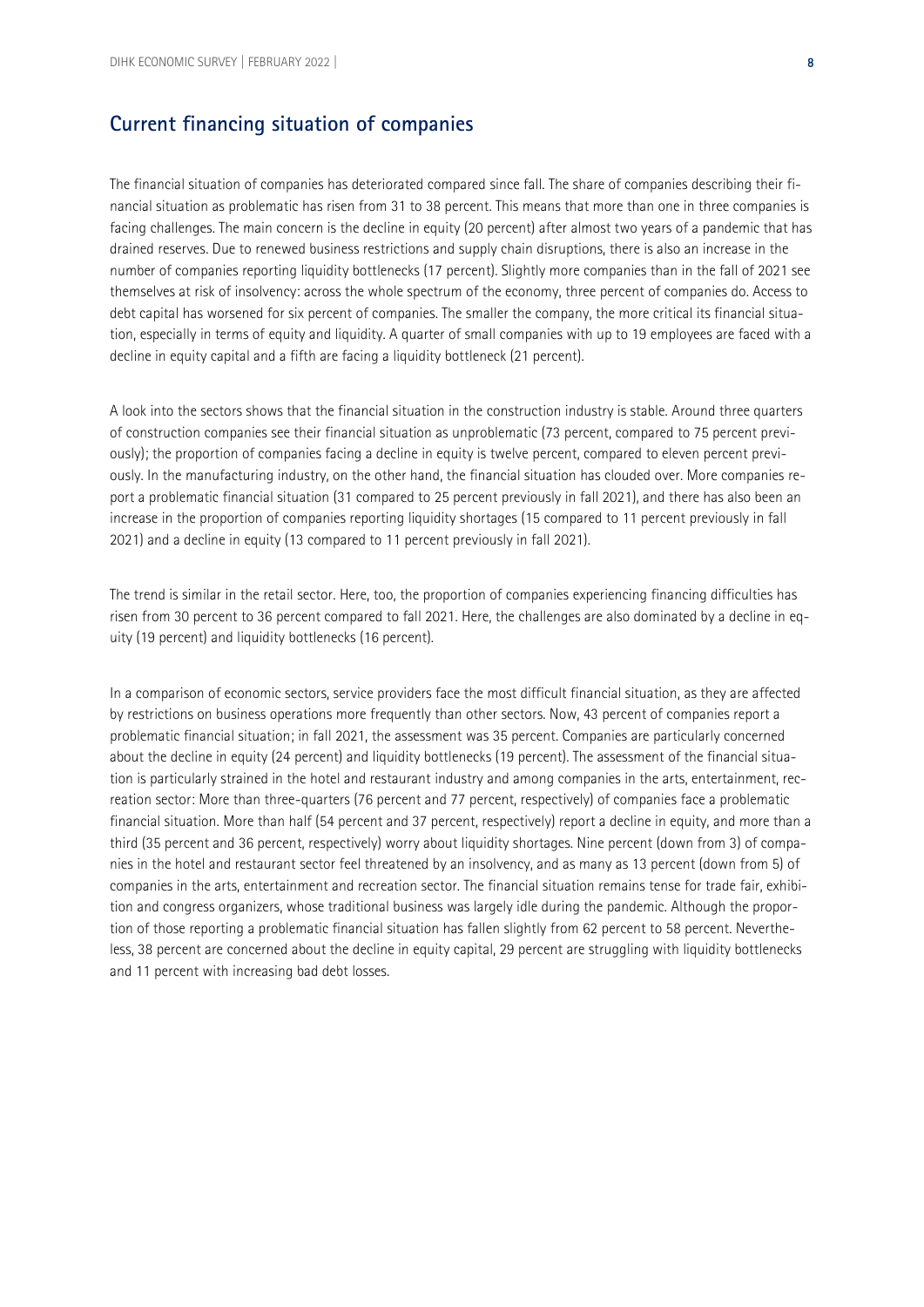## Current financing situation of companies

The financial situation of companies has deteriorated compared since fall. The share of companies describing their financial situation as problematic has risen from 31 to 38 percent. This means that more than one in three companies is facing challenges. The main concern is the decline in equity (20 percent) after almost two years of a pandemic that has drained reserves. Due to renewed business restrictions and supply chain disruptions, there is also an increase in the number of companies reporting liquidity bottlenecks (17 percent). Slightly more companies than in the fall of 2021 see themselves at risk of insolvency: across the whole spectrum of the economy, three percent of companies do. Access to debt capital has worsened for six percent of companies. The smaller the company, the more critical its financial situation, especially in terms of equity and liquidity. A quarter of small companies with up to 19 employees are faced with a decline in equity capital and a fifth are facing a liquidity bottleneck (21 percent).

A look into the sectors shows that the financial situation in the construction industry is stable. Around three quarters of construction companies see their financial situation as unproblematic (73 percent, compared to 75 percent previously); the proportion of companies facing a decline in equity is twelve percent, compared to eleven percent previously. In the manufacturing industry, on the other hand, the financial situation has clouded over. More companies report a problematic financial situation (31 compared to 25 percent previously in fall 2021), and there has also been an increase in the proportion of companies reporting liquidity shortages (15 compared to 11 percent previously in fall 2021) and a decline in equity (13 compared to 11 percent previously in fall 2021).

The trend is similar in the retail sector. Here, too, the proportion of companies experiencing financing difficulties has risen from 30 percent to 36 percent compared to fall 2021. Here, the challenges are also dominated by a decline in equity (19 percent) and liquidity bottlenecks (16 percent).

In a comparison of economic sectors, service providers face the most difficult financial situation, as they are affected by restrictions on business operations more frequently than other sectors. Now, 43 percent of companies report a problematic financial situation; in fall 2021, the assessment was 35 percent. Companies are particularly concerned about the decline in equity (24 percent) and liquidity bottlenecks (19 percent). The assessment of the financial situation is particularly strained in the hotel and restaurant industry and among companies in the arts, entertainment, recreation sector: More than three-quarters (76 percent and 77 percent, respectively) of companies face a problematic financial situation. More than half (54 percent and 37 percent, respectively) report a decline in equity, and more than a third (35 percent and 36 percent, respectively) worry about liquidity shortages. Nine percent (down from 3) of companies in the hotel and restaurant sector feel threatened by an insolvency, and as many as 13 percent (down from 5) of companies in the arts, entertainment and recreation sector. The financial situation remains tense for trade fair, exhibition and congress organizers, whose traditional business was largely idle during the pandemic. Although the proportion of those reporting a problematic financial situation has fallen slightly from 62 percent to 58 percent. Nevertheless, 38 percent are concerned about the decline in equity capital, 29 percent are struggling with liquidity bottlenecks and 11 percent with increasing bad debt losses.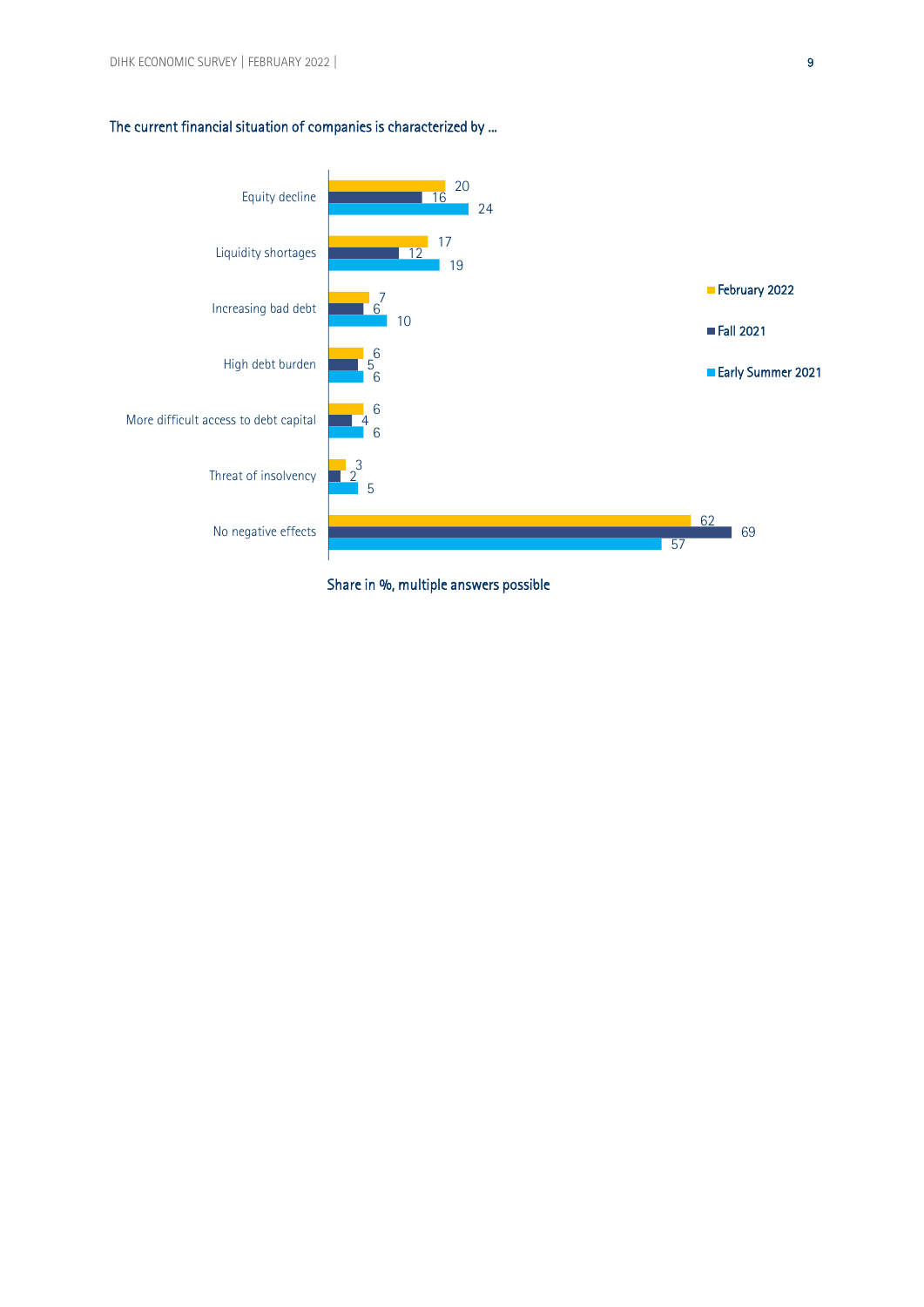### The current financial situation of companies is characterized by ...

| | February 2022 | Fall 2021 | Early Summer 2021 |
|---|---|---|---|
| Equity decline | 20 | 16 | 24 |
| Liquidity shortages | 17 | 12 | 19 |
| Increasing bad debt | 7 | 6 | 10 |
| High debt burden | 6 | 5 | 6 |
| More difficult access to debt capital | 6 | 4 | 6 |
| Threat of insolvency | 3 | 2 | 5 |
| No negative effects | 62 | 69 | 57 |

Share in %, multiple answers possible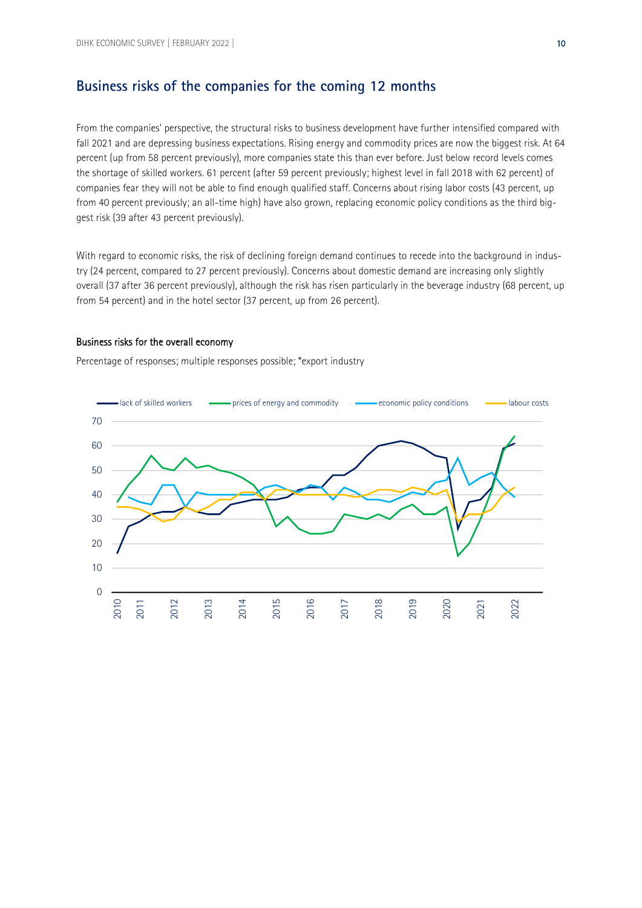## Business risks of the companies for the coming 12 months

From the companies' perspective, the structural risks to business development have further intensified compared with fall 2021 and are depressing business expectations. Rising energy and commodity prices are now the biggest risk. At 64 percent (up from 58 percent previously), more companies state this than ever before. Just below record levels comes the shortage of skilled workers. 61 percent (after 59 percent previously; highest level in fall 2018 with 62 percent) of companies fear they will not be able to find enough qualified staff. Concerns about rising labor costs (43 percent, up from 40 percent previously; an all-time high) have also grown, replacing economic policy conditions as the third biggest risk (39 after 43 percent previously).

With regard to economic risks, the risk of declining foreign demand continues to recede into the background in industry (24 percent, compared to 27 percent previously). Concerns about domestic demand are increasing only slightly overall (37 after 36 percent previously), although the risk has risen particularly in the beverage industry (68 percent, up from 54 percent) and in the hotel sector (37 percent, up from 26 percent).

#### Business risks for the overall economy

Percentage of responses; multiple responses possible; *export industry

Legend: lack of skilled workers; prices of energy and commodity; economic policy conditions; labour costs

Y-axis: 0, 10, 20, 30, 40, 50, 60, 70

X-axis: 2010, 2011, 2012, 2013, 2014, 2015, 2016, 2017, 2018, 2019, 2020, 2021, 2022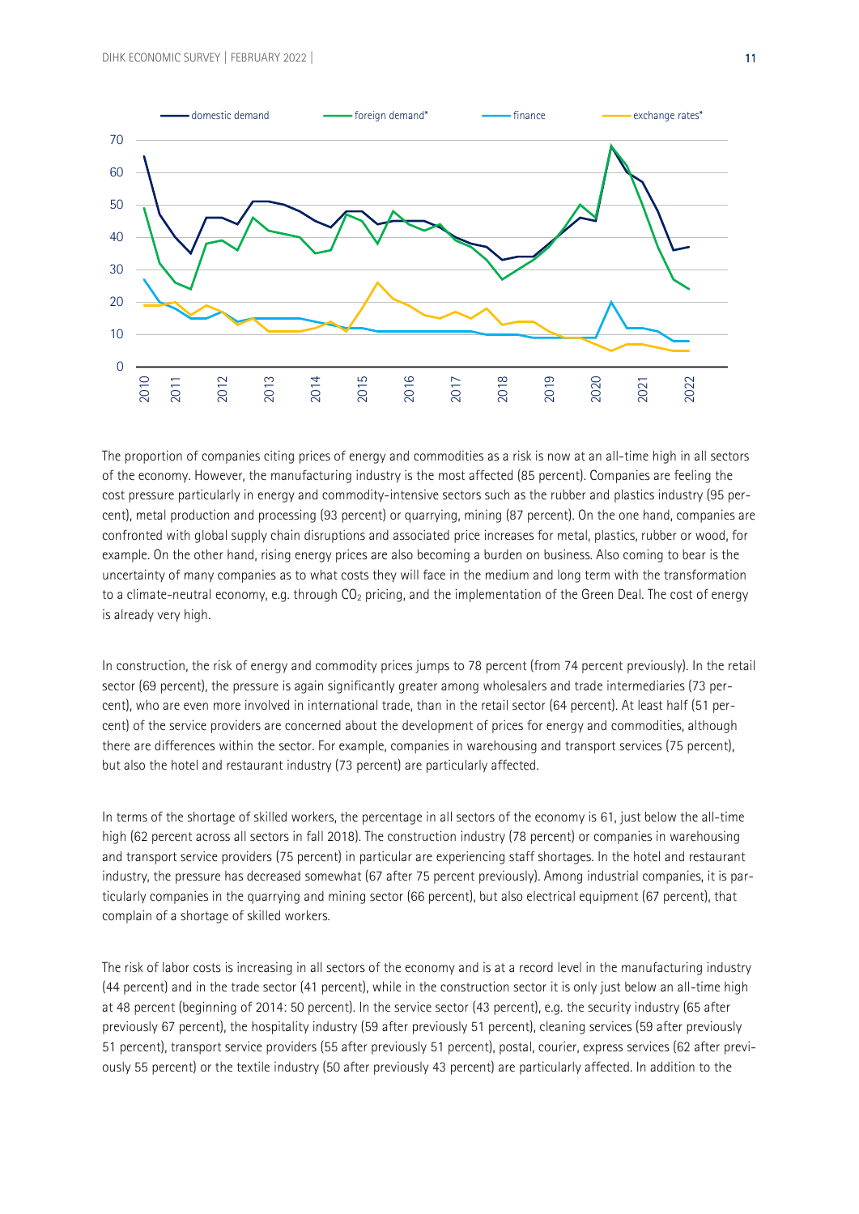The proportion of companies citing prices of energy and commodities as a risk is now at an all-time high in all sectors of the economy. However, the manufacturing industry is the most affected (85 percent). Companies are feeling the cost pressure particularly in energy and commodity-intensive sectors such as the rubber and plastics industry (95 percent), metal production and processing (93 percent) or quarrying, mining (87 percent). On the one hand, companies are confronted with global supply chain disruptions and associated price increases for metal, plastics, rubber or wood, for example. On the other hand, rising energy prices are also becoming a burden on business. Also coming to bear is the uncertainty of many companies as to what costs they will face in the medium and long term with the transformation to a climate-neutral economy, e.g. through $CO_2$ pricing, and the implementation of the Green Deal. The cost of energy is already very high.

In construction, the risk of energy and commodity prices jumps to 78 percent (from 74 percent previously). In the retail sector (69 percent), the pressure is again significantly greater among wholesalers and trade intermediaries (73 percent), who are even more involved in international trade, than in the retail sector (64 percent). At least half (51 percent) of the service providers are concerned about the development of prices for energy and commodities, although there are differences within the sector. For example, companies in warehousing and transport services (75 percent), but also the hotel and restaurant industry (73 percent) are particularly affected.

In terms of the shortage of skilled workers, the percentage in all sectors of the economy is 61, just below the all-time high (62 percent across all sectors in fall 2018). The construction industry (78 percent) or companies in warehousing and transport service providers (75 percent) in particular are experiencing staff shortages. In the hotel and restaurant industry, the pressure has decreased somewhat (67 after 75 percent previously). Among industrial companies, it is particularly companies in the quarrying and mining sector (66 percent), but also electrical equipment (67 percent), that complain of a shortage of skilled workers.

The risk of labor costs is increasing in all sectors of the economy and is at a record level in the manufacturing industry (44 percent) and in the trade sector (41 percent), while in the construction sector it is only just below an all-time high at 48 percent (beginning of 2014: 50 percent). In the service sector (43 percent), e.g. the security industry (65 after previously 67 percent), the hospitality industry (59 after previously 51 percent), cleaning services (59 after previously 51 percent), transport service providers (55 after previously 51 percent), postal, courier, express services (62 after previously 55 percent) or the textile industry (50 after previously 43 percent) are particularly affected. In addition to the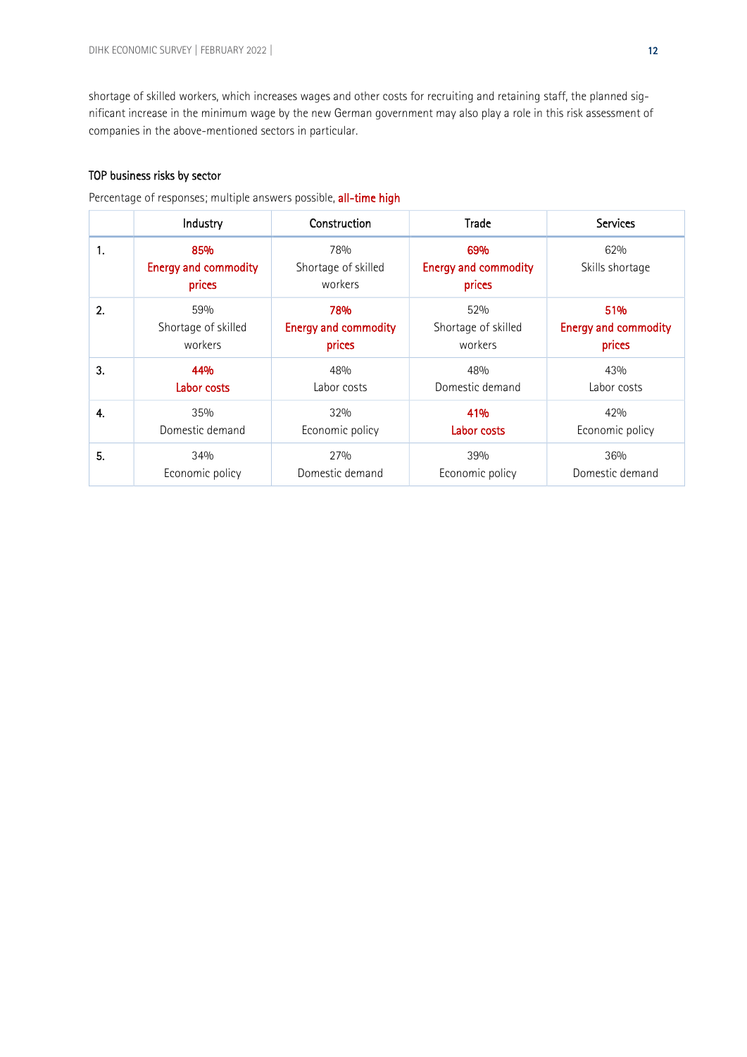shortage of skilled workers, which increases wages and other costs for recruiting and retaining staff, the planned significant increase in the minimum wage by the new German government may also play a role in this risk assessment of companies in the above-mentioned sectors in particular.

### TOP business risks by sector

Percentage of responses; multiple answers possible, **all-time high**

| | Industry | Construction | Trade | Services |
|---|---|---|---|---|
| **1.** | **85% Energy and commodity prices** | 78% Shortage of skilled workers | **69% Energy and commodity prices** | 62% Skills shortage |
| **2.** | 59% Shortage of skilled workers | **78% Energy and commodity prices** | 52% Shortage of skilled workers | **51% Energy and commodity prices** |
| **3.** | **44% Labor costs** | 48% Labor costs | 48% Domestic demand | 43% Labor costs |
| **4.** | 35% Domestic demand | 32% Economic policy | **41% Labor costs** | 42% Economic policy |
| **5.** | 34% Economic policy | 27% Domestic demand | 39% Economic policy | 36% Domestic demand |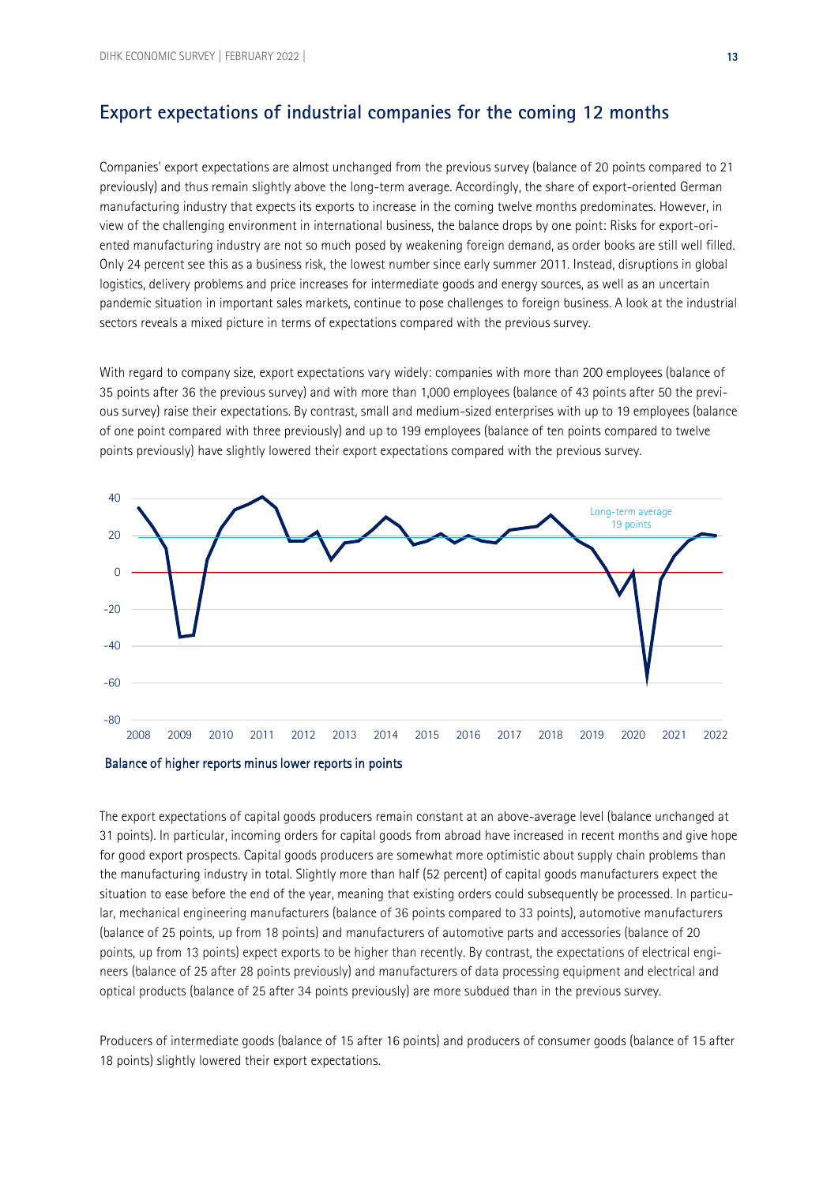## Export expectations of industrial companies for the coming 12 months

Companies' export expectations are almost unchanged from the previous survey (balance of 20 points compared to 21 previously) and thus remain slightly above the long-term average. Accordingly, the share of export-oriented German manufacturing industry that expects its exports to increase in the coming twelve months predominates. However, in view of the challenging environment in international business, the balance drops by one point: Risks for export-oriented manufacturing industry are not so much posed by weakening foreign demand, as order books are still well filled. Only 24 percent see this as a business risk, the lowest number since early summer 2011. Instead, disruptions in global logistics, delivery problems and price increases for intermediate goods and energy sources, as well as an uncertain pandemic situation in important sales markets, continue to pose challenges to foreign business. A look at the industrial sectors reveals a mixed picture in terms of expectations compared with the previous survey.

With regard to company size, export expectations vary widely: companies with more than 200 employees (balance of 35 points after 36 the previous survey) and with more than 1,000 employees (balance of 43 points after 50 the previous survey) raise their expectations. By contrast, small and medium-sized enterprises with up to 19 employees (balance of one point compared with three previously) and up to 199 employees (balance of ten points compared to twelve points previously) have slightly lowered their export expectations compared with the previous survey.

Balance of higher reports minus lower reports in points

The export expectations of capital goods producers remain constant at an above-average level (balance unchanged at 31 points). In particular, incoming orders for capital goods from abroad have increased in recent months and give hope for good export prospects. Capital goods producers are somewhat more optimistic about supply chain problems than the manufacturing industry in total. Slightly more than half (52 percent) of capital goods manufacturers expect the situation to ease before the end of the year, meaning that existing orders could subsequently be processed. In particular, mechanical engineering manufacturers (balance of 36 points compared to 33 points), automotive manufacturers (balance of 25 points, up from 18 points) and manufacturers of automotive parts and accessories (balance of 20 points, up from 13 points) expect exports to be higher than recently. By contrast, the expectations of electrical engineers (balance of 25 after 28 points previously) and manufacturers of data processing equipment and electrical and optical products (balance of 25 after 34 points previously) are more subdued than in the previous survey.

Producers of intermediate goods (balance of 15 after 16 points) and producers of consumer goods (balance of 15 after 18 points) slightly lowered their export expectations.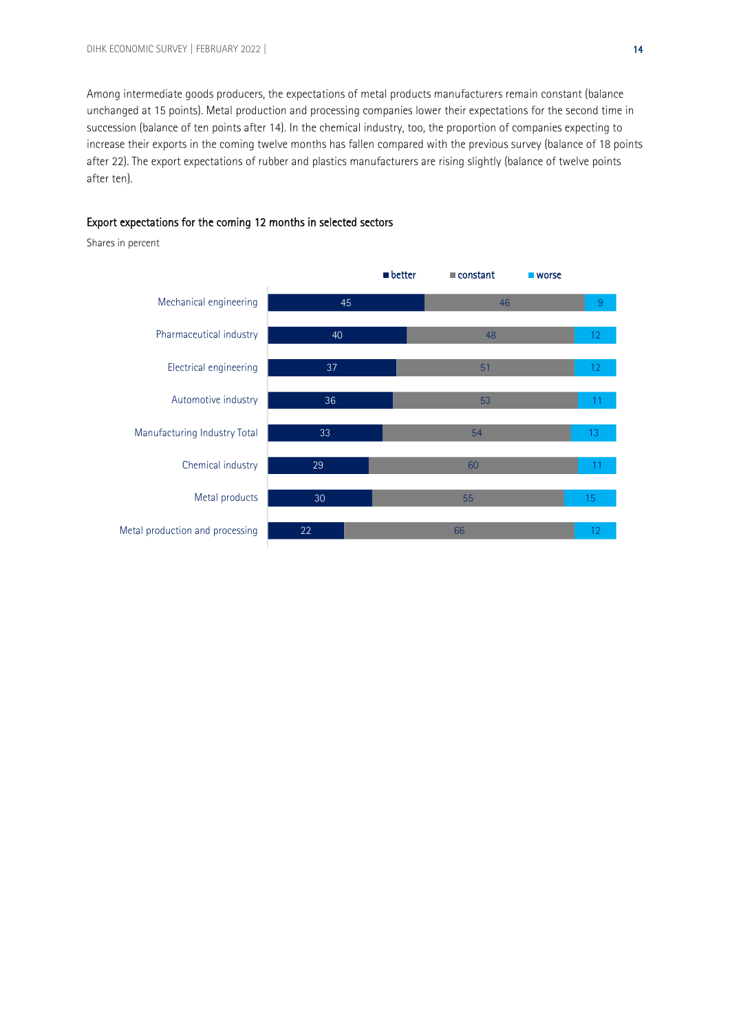Among intermediate goods producers, the expectations of metal products manufacturers remain constant (balance unchanged at 15 points). Metal production and processing companies lower their expectations for the second time in succession (balance of ten points after 14). In the chemical industry, too, the proportion of companies expecting to increase their exports in the coming twelve months has fallen compared with the previous survey (balance of 18 points after 22). The export expectations of rubber and plastics manufacturers are rising slightly (balance of twelve points after ten).

### Export expectations for the coming 12 months in selected sectors

Shares in percent

| | better | constant | worse |
|---|---|---|---|
| Mechanical engineering | 45 | 46 | 9 |
| Pharmaceutical industry | 40 | 48 | 12 |
| Electrical engineering | 37 | 51 | 12 |
| Automotive industry | 36 | 53 | 11 |
| Manufacturing Industry Total | 33 | 54 | 13 |
| Chemical industry | 29 | 60 | 11 |
| Metal products | 30 | 55 | 15 |
| Metal production and processing | 22 | 66 | 12 |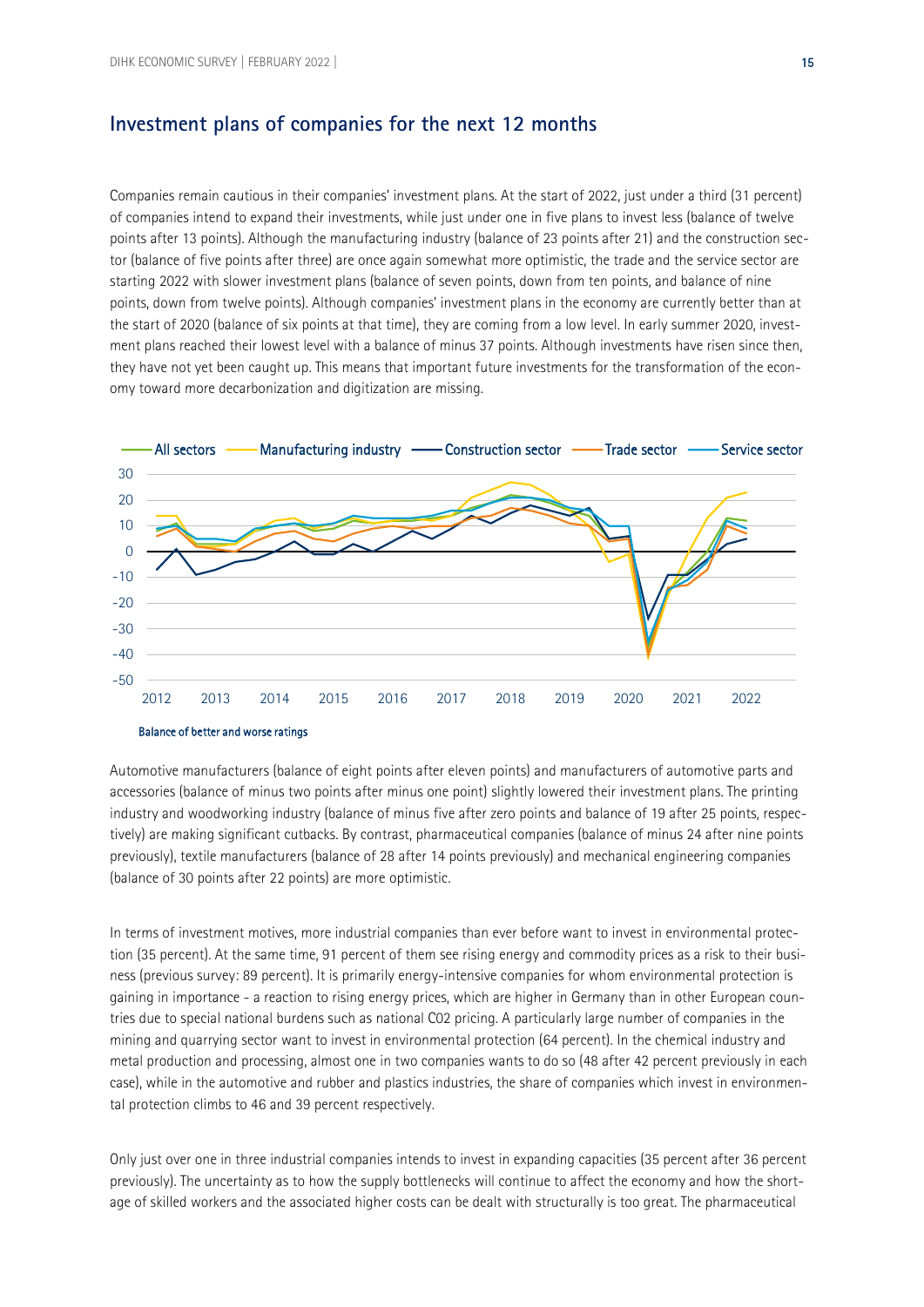## Investment plans of companies for the next 12 months

Companies remain cautious in their companies' investment plans. At the start of 2022, just under a third (31 percent) of companies intend to expand their investments, while just under one in five plans to invest less (balance of twelve points after 13 points). Although the manufacturing industry (balance of 23 points after 21) and the construction sector (balance of five points after three) are once again somewhat more optimistic, the trade and the service sector are starting 2022 with slower investment plans (balance of seven points, down from ten points, and balance of nine points, down from twelve points). Although companies' investment plans in the economy are currently better than at the start of 2020 (balance of six points at that time), they are coming from a low level. In early summer 2020, investment plans reached their lowest level with a balance of minus 37 points. Although investments have risen since then, they have not yet been caught up. This means that important future investments for the transformation of the economy toward more decarbonization and digitization are missing.

Balance of better and worse ratings

Automotive manufacturers (balance of eight points after eleven points) and manufacturers of automotive parts and accessories (balance of minus two points after minus one point) slightly lowered their investment plans. The printing industry and woodworking industry (balance of minus five after zero points and balance of 19 after 25 points, respectively) are making significant cutbacks. By contrast, pharmaceutical companies (balance of minus 24 after nine points previously), textile manufacturers (balance of 28 after 14 points previously) and mechanical engineering companies (balance of 30 points after 22 points) are more optimistic.

In terms of investment motives, more industrial companies than ever before want to invest in environmental protection (35 percent). At the same time, 91 percent of them see rising energy and commodity prices as a risk to their business (previous survey: 89 percent). It is primarily energy-intensive companies for whom environmental protection is gaining in importance - a reaction to rising energy prices, which are higher in Germany than in other European countries due to special national burdens such as national $CO_2$ pricing. A particularly large number of companies in the mining and quarrying sector want to invest in environmental protection (64 percent). In the chemical industry and metal production and processing, almost one in two companies wants to do so (48 after 42 percent previously in each case), while in the automotive and rubber and plastics industries, the share of companies which invest in environmental protection climbs to 46 and 39 percent respectively.

Only just over one in three industrial companies intends to invest in expanding capacities (35 percent after 36 percent previously). The uncertainty as to how the supply bottlenecks will continue to affect the economy and how the shortage of skilled workers and the associated higher costs can be dealt with structurally is too great. The pharmaceutical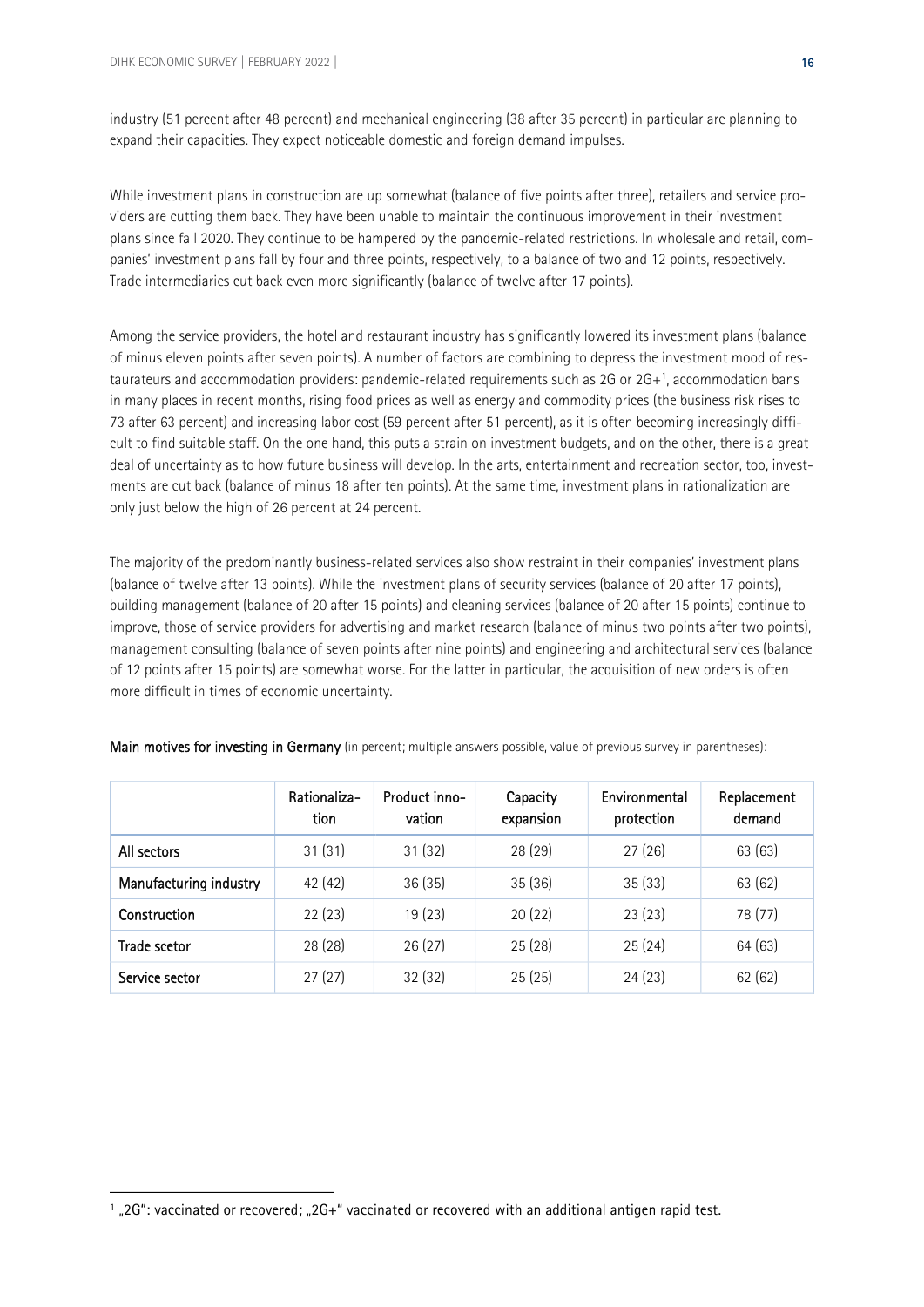industry (51 percent after 48 percent) and mechanical engineering (38 after 35 percent) in particular are planning to expand their capacities. They expect noticeable domestic and foreign demand impulses.

While investment plans in construction are up somewhat (balance of five points after three), retailers and service providers are cutting them back. They have been unable to maintain the continuous improvement in their investment plans since fall 2020. They continue to be hampered by the pandemic-related restrictions. In wholesale and retail, companies' investment plans fall by four and three points, respectively, to a balance of two and 12 points, respectively. Trade intermediaries cut back even more significantly (balance of twelve after 17 points).

Among the service providers, the hotel and restaurant industry has significantly lowered its investment plans (balance of minus eleven points after seven points). A number of factors are combining to depress the investment mood of restaurateurs and accommodation providers: pandemic-related requirements such as 2G or 2G+[1], accommodation bans in many places in recent months, rising food prices as well as energy and commodity prices (the business risk rises to 73 after 63 percent) and increasing labor cost (59 percent after 51 percent), as it is often becoming increasingly difficult to find suitable staff. On the one hand, this puts a strain on investment budgets, and on the other, there is a great deal of uncertainty as to how future business will develop. In the arts, entertainment and recreation sector, too, investments are cut back (balance of minus 18 after ten points). At the same time, investment plans in rationalization are only just below the high of 26 percent at 24 percent.

The majority of the predominantly business-related services also show restraint in their companies' investment plans (balance of twelve after 13 points). While the investment plans of security services (balance of 20 after 17 points), building management (balance of 20 after 15 points) and cleaning services (balance of 20 after 15 points) continue to improve, those of service providers for advertising and market research (balance of minus two points after two points), management consulting (balance of seven points after nine points) and engineering and architectural services (balance of 12 points after 15 points) are somewhat worse. For the latter in particular, the acquisition of new orders is often more difficult in times of economic uncertainty.

**Main motives for investing in Germany** (in percent; multiple answers possible, value of previous survey in parentheses):

| | Rationalization | Product innovation | Capacity expansion | Environmental protection | Replacement demand |
|---|---|---|---|---|---|
| **All sectors** | 31 (31) | 31 (32) | 28 (29) | 27 (26) | 63 (63) |
| **Manufacturing industry** | 42 (42) | 36 (35) | 35 (36) | 35 (33) | 63 (62) |
| **Construction** | 22 (23) | 19 (23) | 20 (22) | 23 (23) | 78 (77) |
| **Trade scetor** | 28 (28) | 26 (27) | 25 (28) | 25 (24) | 64 (63) |
| **Service sector** | 27 (27) | 32 (32) | 25 (25) | 24 (23) | 62 (62) |

[1] „2G": vaccinated or recovered; „2G+" vaccinated or recovered with an additional antigen rapid test.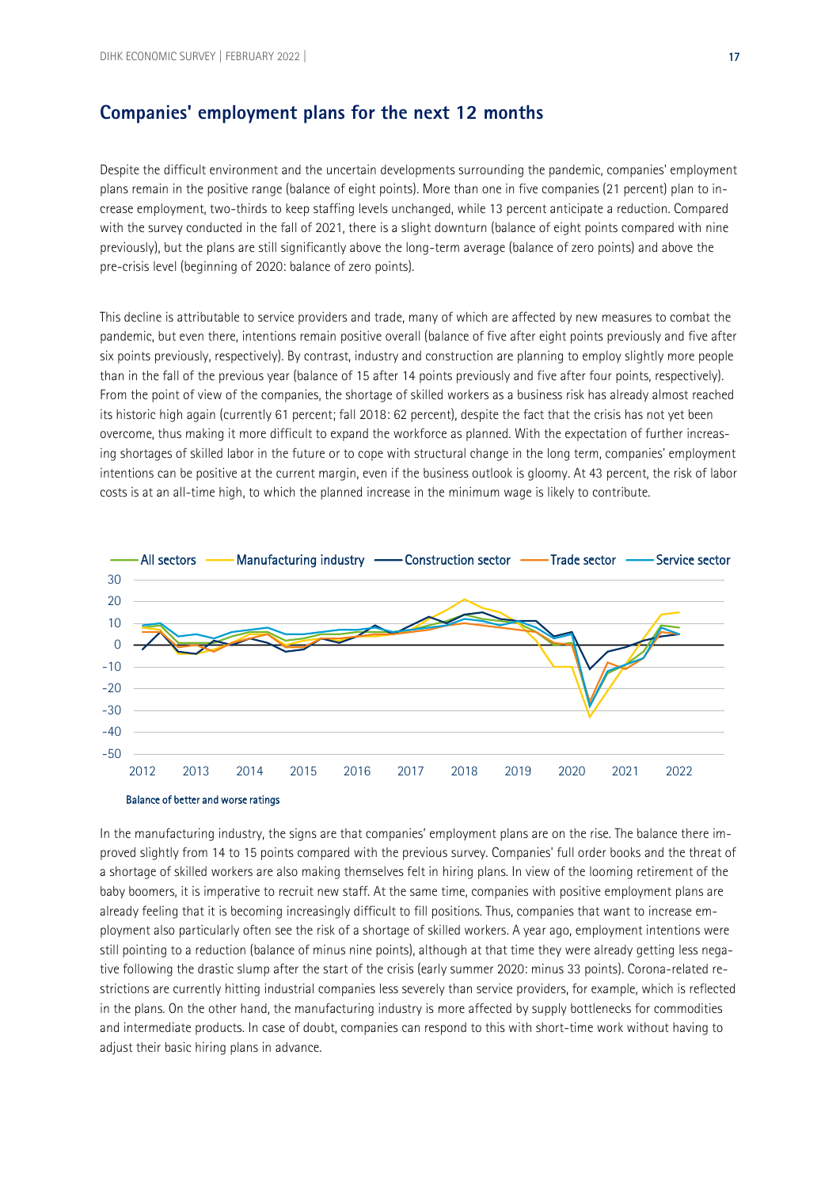## Companies' employment plans for the next 12 months

Despite the difficult environment and the uncertain developments surrounding the pandemic, companies' employment plans remain in the positive range (balance of eight points). More than one in five companies (21 percent) plan to increase employment, two-thirds to keep staffing levels unchanged, while 13 percent anticipate a reduction. Compared with the survey conducted in the fall of 2021, there is a slight downturn (balance of eight points compared with nine previously), but the plans are still significantly above the long-term average (balance of zero points) and above the pre-crisis level (beginning of 2020: balance of zero points).

This decline is attributable to service providers and trade, many of which are affected by new measures to combat the pandemic, but even there, intentions remain positive overall (balance of five after eight points previously and five after six points previously, respectively). By contrast, industry and construction are planning to employ slightly more people than in the fall of the previous year (balance of 15 after 14 points previously and five after four points, respectively). From the point of view of the companies, the shortage of skilled workers as a business risk has already almost reached its historic high again (currently 61 percent; fall 2018: 62 percent), despite the fact that the crisis has not yet been overcome, thus making it more difficult to expand the workforce as planned. With the expectation of further increasing shortages of skilled labor in the future or to cope with structural change in the long term, companies' employment intentions can be positive at the current margin, even if the business outlook is gloomy. At 43 percent, the risk of labor costs is at an all-time high, to which the planned increase in the minimum wage is likely to contribute.

Balance of better and worse ratings

In the manufacturing industry, the signs are that companies' employment plans are on the rise. The balance there improved slightly from 14 to 15 points compared with the previous survey. Companies' full order books and the threat of a shortage of skilled workers are also making themselves felt in hiring plans. In view of the looming retirement of the baby boomers, it is imperative to recruit new staff. At the same time, companies with positive employment plans are already feeling that it is becoming increasingly difficult to fill positions. Thus, companies that want to increase employment also particularly often see the risk of a shortage of skilled workers. A year ago, employment intentions were still pointing to a reduction (balance of minus nine points), although at that time they were already getting less negative following the drastic slump after the start of the crisis (early summer 2020: minus 33 points). Corona-related restrictions are currently hitting industrial companies less severely than service providers, for example, which is reflected in the plans. On the other hand, the manufacturing industry is more affected by supply bottlenecks for commodities and intermediate products. In case of doubt, companies can respond to this with short-time work without having to adjust their basic hiring plans in advance.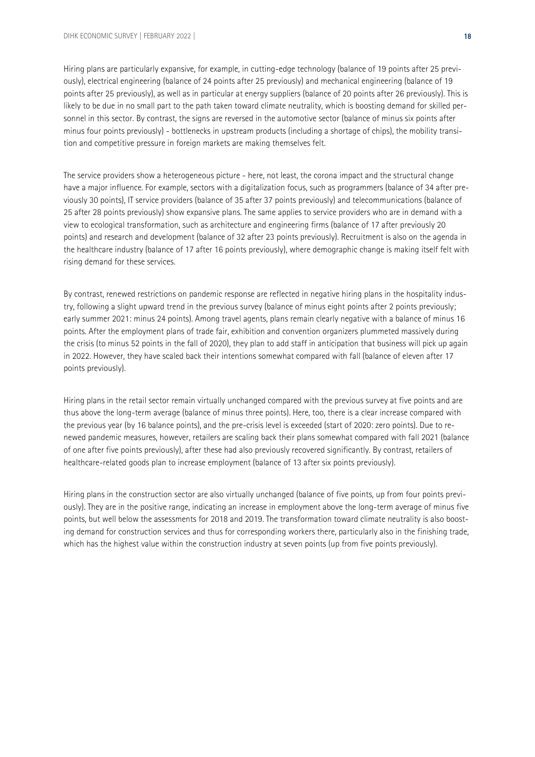Hiring plans are particularly expansive, for example, in cutting-edge technology (balance of 19 points after 25 previously), electrical engineering (balance of 24 points after 25 previously) and mechanical engineering (balance of 19 points after 25 previously), as well as in particular at energy suppliers (balance of 20 points after 26 previously). This is likely to be due in no small part to the path taken toward climate neutrality, which is boosting demand for skilled personnel in this sector. By contrast, the signs are reversed in the automotive sector (balance of minus six points after minus four points previously) - bottlenecks in upstream products (including a shortage of chips), the mobility transition and competitive pressure in foreign markets are making themselves felt.

The service providers show a heterogeneous picture - here, not least, the corona impact and the structural change have a major influence. For example, sectors with a digitalization focus, such as programmers (balance of 34 after previously 30 points), IT service providers (balance of 35 after 37 points previously) and telecommunications (balance of 25 after 28 points previously) show expansive plans. The same applies to service providers who are in demand with a view to ecological transformation, such as architecture and engineering firms (balance of 17 after previously 20 points) and research and development (balance of 32 after 23 points previously). Recruitment is also on the agenda in the healthcare industry (balance of 17 after 16 points previously), where demographic change is making itself felt with rising demand for these services.

By contrast, renewed restrictions on pandemic response are reflected in negative hiring plans in the hospitality industry, following a slight upward trend in the previous survey (balance of minus eight points after 2 points previously; early summer 2021: minus 24 points). Among travel agents, plans remain clearly negative with a balance of minus 16 points. After the employment plans of trade fair, exhibition and convention organizers plummeted massively during the crisis (to minus 52 points in the fall of 2020), they plan to add staff in anticipation that business will pick up again in 2022. However, they have scaled back their intentions somewhat compared with fall (balance of eleven after 17 points previously).

Hiring plans in the retail sector remain virtually unchanged compared with the previous survey at five points and are thus above the long-term average (balance of minus three points). Here, too, there is a clear increase compared with the previous year (by 16 balance points), and the pre-crisis level is exceeded (start of 2020: zero points). Due to renewed pandemic measures, however, retailers are scaling back their plans somewhat compared with fall 2021 (balance of one after five points previously), after these had also previously recovered significantly. By contrast, retailers of healthcare-related goods plan to increase employment (balance of 13 after six points previously).

Hiring plans in the construction sector are also virtually unchanged (balance of five points, up from four points previously). They are in the positive range, indicating an increase in employment above the long-term average of minus five points, but well below the assessments for 2018 and 2019. The transformation toward climate neutrality is also boosting demand for construction services and thus for corresponding workers there, particularly also in the finishing trade, which has the highest value within the construction industry at seven points (up from five points previously).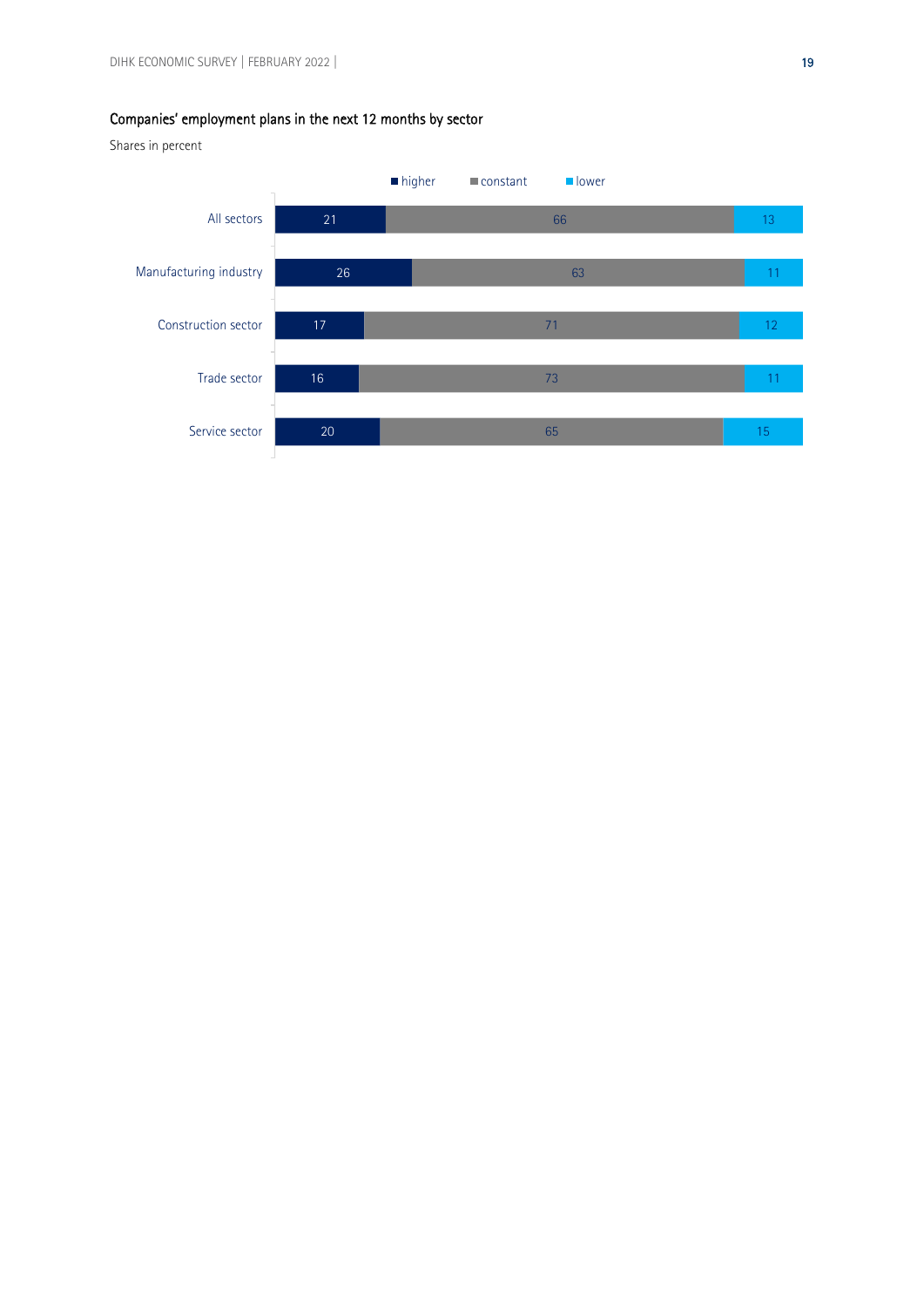### Companies' employment plans in the next 12 months by sector

Shares in percent

| | higher | constant | lower |
|---|---|---|---|
| All sectors | 21 | 66 | 13 |
| Manufacturing industry | 26 | 63 | 11 |
| Construction sector | 17 | 71 | 12 |
| Trade sector | 16 | 73 | 11 |
| Service sector | 20 | 65 | 15 |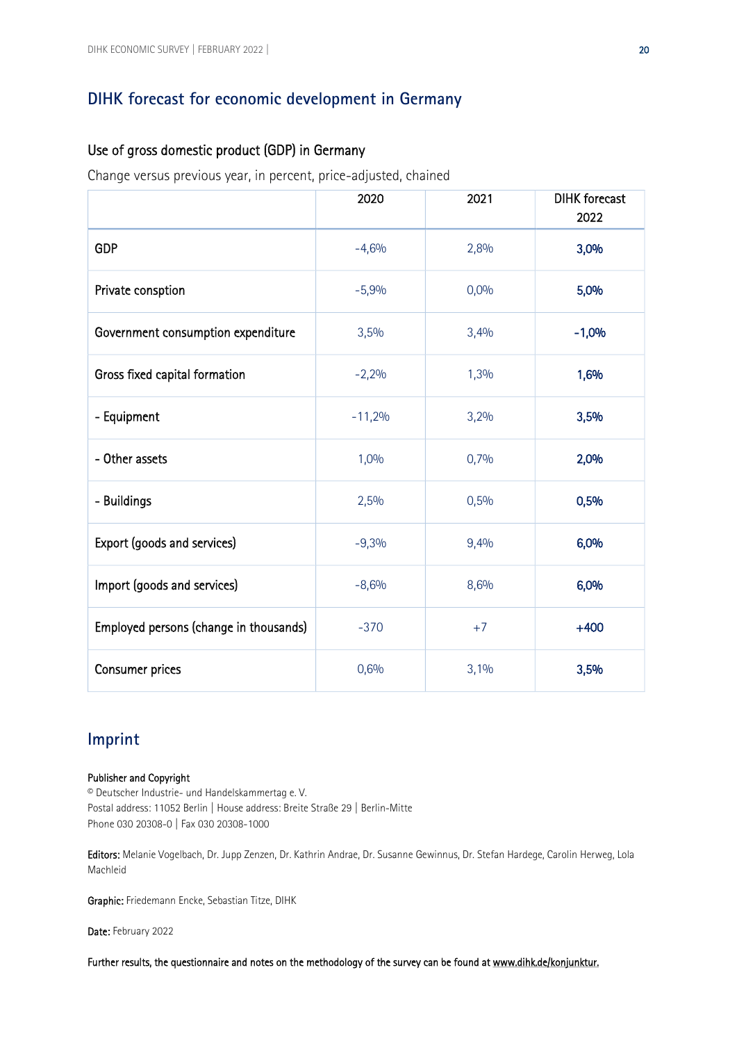## DIHK forecast for economic development in Germany

### Use of gross domestic product (GDP) in Germany

Change versus previous year, in percent, price-adjusted, chained

| | 2020 | 2021 | DIHK forecast 2022 |
|---|---|---|---|
| GDP | -4,6% | 2,8% | **3,0%** |
| Private consption | -5,9% | 0,0% | **5,0%** |
| Government consumption expenditure | 3,5% | 3,4% | **-1,0%** |
| Gross fixed capital formation | -2,2% | 1,3% | **1,6%** |
| - Equipment | -11,2% | 3,2% | **3,5%** |
| - Other assets | 1,0% | 0,7% | **2,0%** |
| - Buildings | 2,5% | 0,5% | **0,5%** |
| Export (goods and services) | -9,3% | 9,4% | **6,0%** |
| Import (goods and services) | -8,6% | 8,6% | **6,0%** |
| Employed persons (change in thousands) | -370 | +7 | **+400** |
| Consumer prices | 0,6% | 3,1% | **3,5%** |

## Imprint

**Publisher and Copyright**
© Deutscher Industrie- und Handelskammertag e. V.
Postal address: 11052 Berlin | House address: Breite Straße 29 | Berlin-Mitte
Phone 030 20308-0 | Fax 030 20308-1000

**Editors:** Melanie Vogelbach, Dr. Jupp Zenzen, Dr. Kathrin Andrae, Dr. Susanne Gewinnus, Dr. Stefan Hardege, Carolin Herweg, Lola Machleid

**Graphic:** Friedemann Encke, Sebastian Titze, DIHK

**Date:** February 2022

**Further results, the questionnaire and notes on the methodology of the survey can be found at www.dihk.de/konjunktur.**